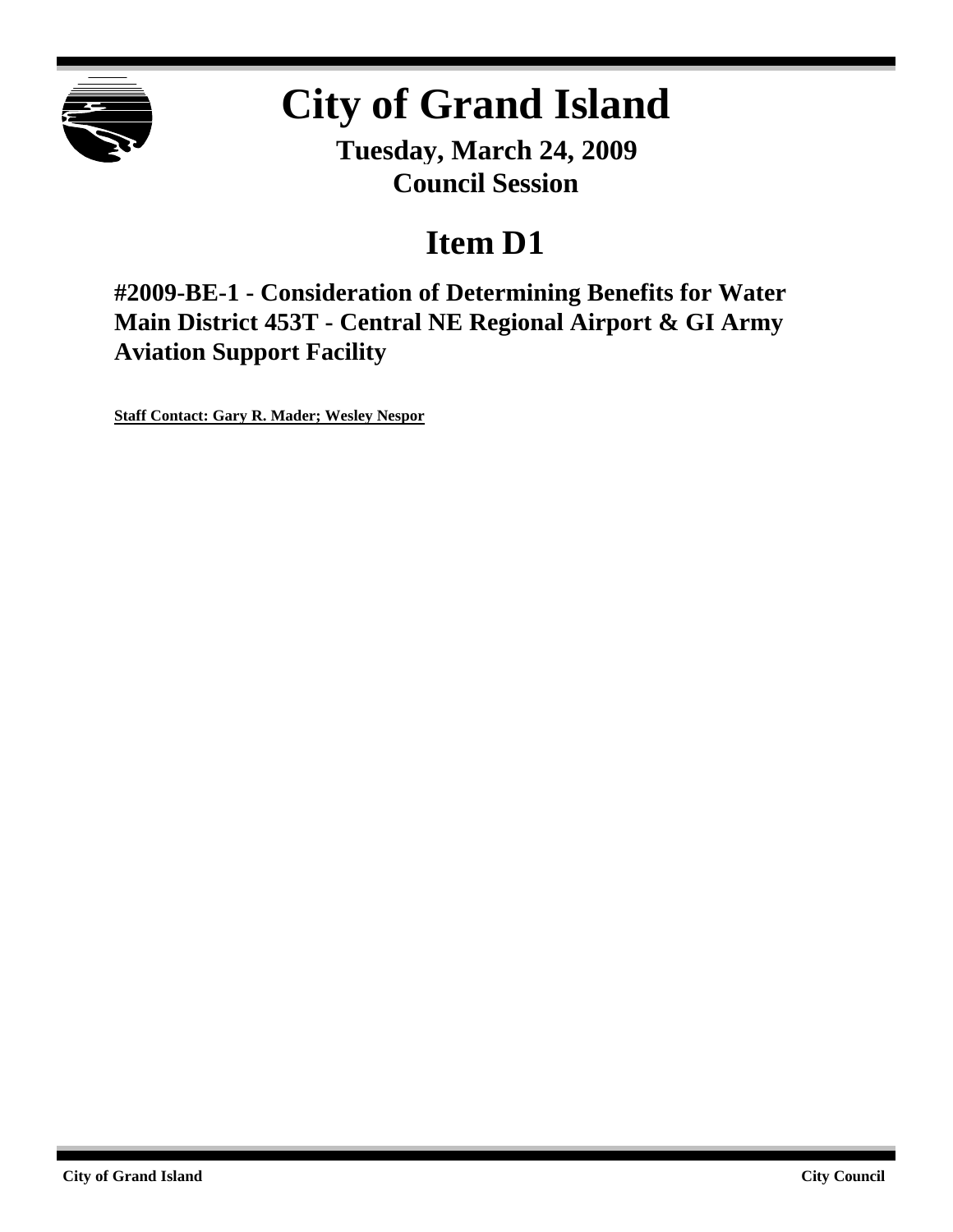# City of Grand Island

**Tuesday, March 24, 2009**
**Council Session**

## Item D1

### #2009-BE-1 - Consideration of Determining Benefits for Water Main District 453T - Central NE Regional Airport & GI Army Aviation Support Facility

**Staff Contact: Gary R. Mader; Wesley Nespor**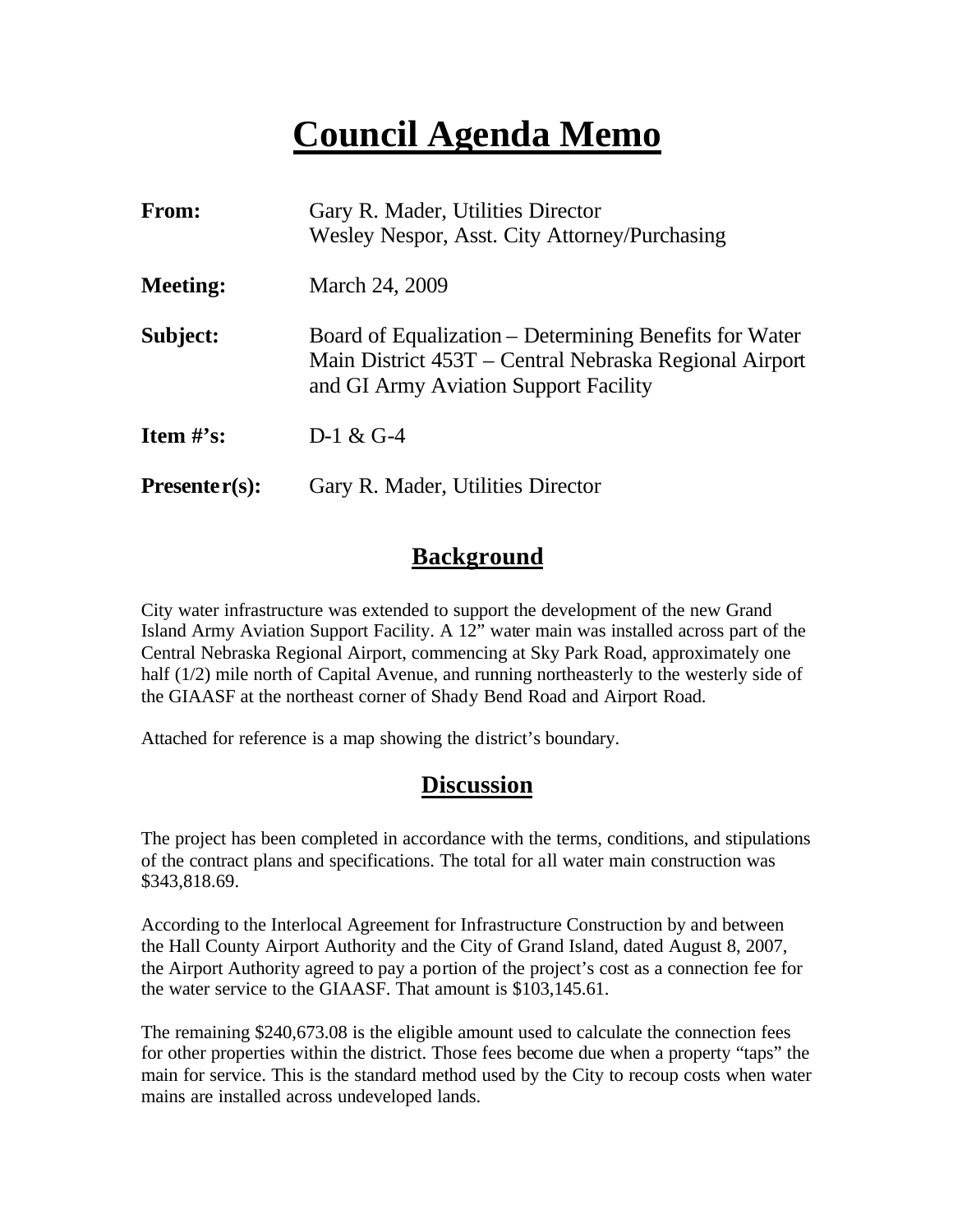# Council Agenda Memo

| | |
|---|---|
| **From:** | Gary R. Mader, Utilities Director<br>Wesley Nespor, Asst. City Attorney/Purchasing |
| **Meeting:** | March 24, 2009 |
| **Subject:** | Board of Equalization – Determining Benefits for Water Main District 453T – Central Nebraska Regional Airport and GI Army Aviation Support Facility |
| **Item #'s:** | D-1 & G-4 |
| **Presenter(s):** | Gary R. Mader, Utilities Director |

## Background

City water infrastructure was extended to support the development of the new Grand Island Army Aviation Support Facility. A 12" water main was installed across part of the Central Nebraska Regional Airport, commencing at Sky Park Road, approximately one half (1/2) mile north of Capital Avenue, and running northeasterly to the westerly side of the GIAASF at the northeast corner of Shady Bend Road and Airport Road.

Attached for reference is a map showing the district's boundary.

## Discussion

The project has been completed in accordance with the terms, conditions, and stipulations of the contract plans and specifications. The total for all water main construction was $343,818.69.

According to the Interlocal Agreement for Infrastructure Construction by and between the Hall County Airport Authority and the City of Grand Island, dated August 8, 2007, the Airport Authority agreed to pay a portion of the project's cost as a connection fee for the water service to the GIAASF. That amount is $103,145.61.

The remaining $240,673.08 is the eligible amount used to calculate the connection fees for other properties within the district. Those fees become due when a property "taps" the main for service. This is the standard method used by the City to recoup costs when water mains are installed across undeveloped lands.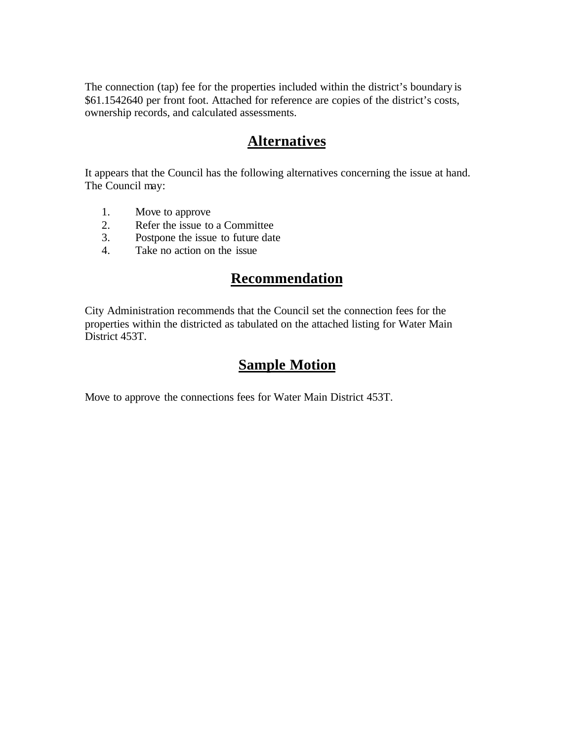The connection (tap) fee for the properties included within the district's boundary is $61.1542640 per front foot. Attached for reference are copies of the district's costs, ownership records, and calculated assessments.

## Alternatives

It appears that the Council has the following alternatives concerning the issue at hand. The Council may:

1. Move to approve
2. Refer the issue to a Committee
3. Postpone the issue to future date
4. Take no action on the issue

## Recommendation

City Administration recommends that the Council set the connection fees for the properties within the districted as tabulated on the attached listing for Water Main District 453T.

## Sample Motion

Move to approve the connections fees for Water Main District 453T.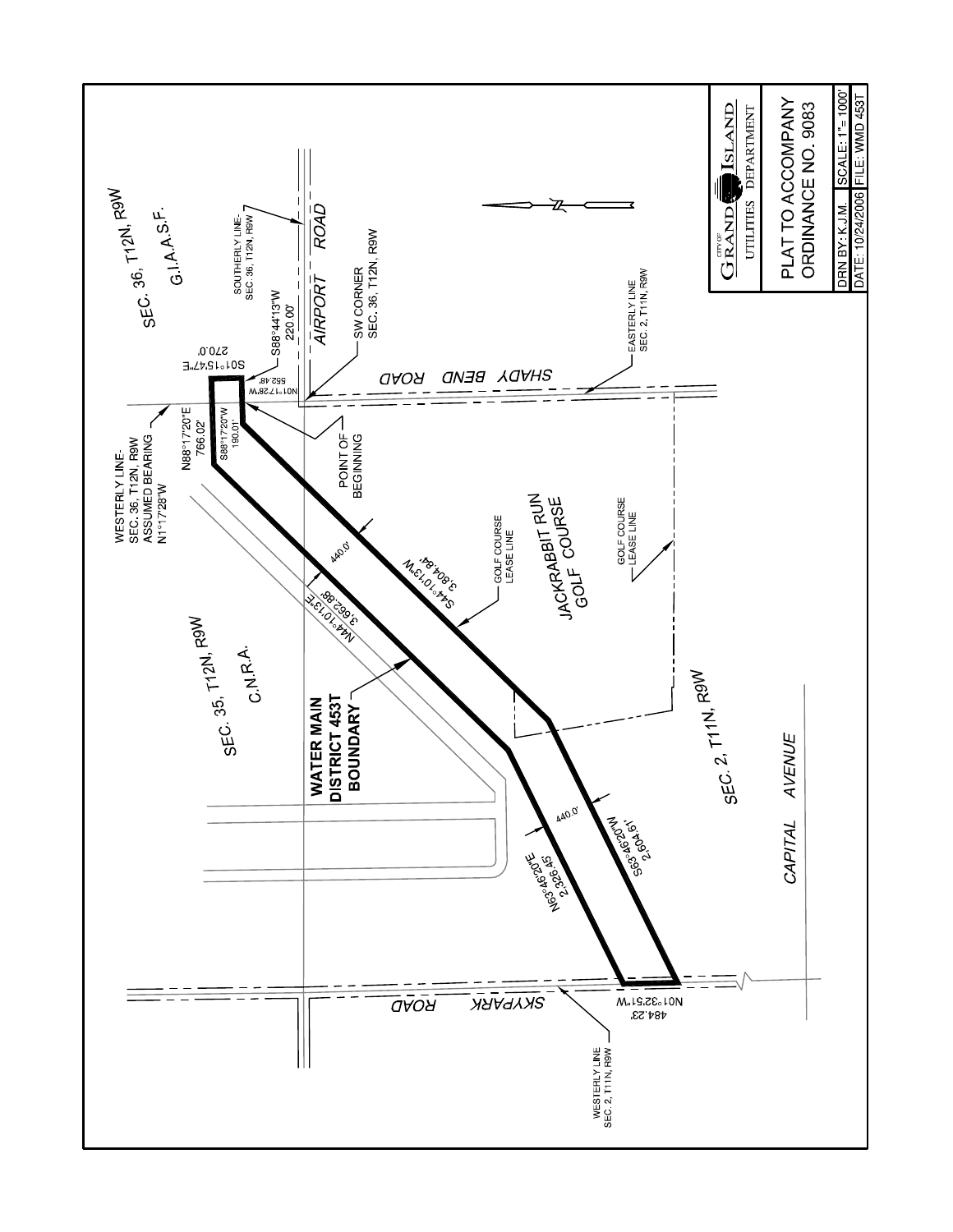SEC. 36, T12N, R9W

G.I.A.A.S.F.

SOUTHERLY LINE-
SEC. 36, T12N, R9W

AIRPORT ROAD

S88°44'13"W
220.00'

S01°15'47"E
270.0'

N01°17'28"W
552.48'

SW CORNER
SEC. 36, T12N, R9W

SHADY BEND ROAD

EASTERLY LINE
SEC. 2, T11N, R9W

WESTERLY LINE-
SEC. 36, T12N, R9W
ASSUMED BEARING
N1°17'28"W

N88°17'20"E
766.02'

S88°17'20"W
190.01'

POINT OF
BEGINNING

440.0'

S44°10'13"W
3,804.84'

GOLF COURSE
LEASE LINE

JACKRABBIT RUN
GOLF COURSE

GOLF COURSE
LEASE LINE

N44°10'13"E
3,662.88'

SEC. 35, T12N, R9W

C.N.R.A.

WATER MAIN
DISTRICT 453T
BOUNDARY

440.0'

N63°46'20"E
2,326.45'

S63°46'20"W
2,604.61'

SEC. 2, T11N, R9W

CAPITAL AVENUE

SKYPARK ROAD

N01°32'51"W
484.23'

WESTERLY LINE
SEC. 2, T11N, R9W

CITY OF GRAND ISLAND
UTILITIES DEPARTMENT

PLAT TO ACCOMPANY
ORDINANCE NO. 9083

| DRN BY: K.J.M. | SCALE: 1"= 1000' |
| --- | --- |
| DATE: 10/24/2006 | FILE: WMD 453T |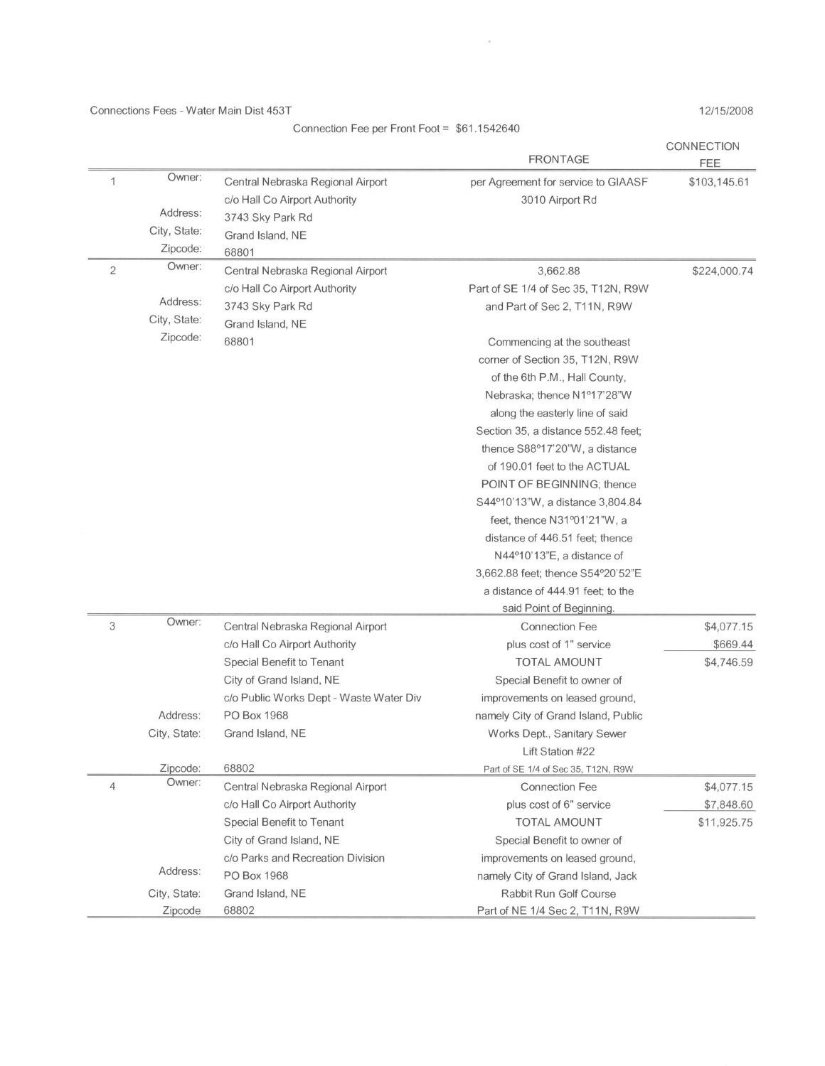Connections Fees - Water Main Dist 453T

12/15/2008

Connection Fee per Front Foot = $61.1542640

| | | | FRONTAGE | CONNECTION FEE |
|---|---|---|---|---|
| 1 | Owner: | Central Nebraska Regional Airport | per Agreement for service to GIAASF | $103,145.61 |
| | | c/o Hall Co Airport Authority | 3010 Airport Rd | |
| | Address: | 3743 Sky Park Rd | | |
| | City, State: | Grand Island, NE | | |
| | Zipcode: | 68801 | | |
| 2 | Owner: | Central Nebraska Regional Airport | 3,662.88 | $224,000.74 |
| | | c/o Hall Co Airport Authority | Part of SE 1/4 of Sec 35, T12N, R9W | |
| | Address: | 3743 Sky Park Rd | and Part of Sec 2, T11N, R9W | |
| | City, State: | Grand Island, NE | | |
| | Zipcode: | 68801 | Commencing at the southeast corner of Section 35, T12N, R9W of the 6th P.M., Hall County, Nebraska; thence N1°17'28"W along the easterly line of said Section 35, a distance 552.48 feet; thence S88°17'20"W, a distance of 190.01 feet to the ACTUAL POINT OF BEGINNING; thence S44°10'13"W, a distance 3,804.84 feet, thence N31°01'21"W, a distance of 446.51 feet; thence N44°10'13"E, a distance of 3,662.88 feet; thence S54°20'52"E a distance of 444.91 feet; to the said Point of Beginning. | |
| 3 | Owner: | Central Nebraska Regional Airport | Connection Fee | $4,077.15 |
| | | c/o Hall Co Airport Authority | plus cost of 1" service | $669.44 |
| | | Special Benefit to Tenant | TOTAL AMOUNT | $4,746.59 |
| | | City of Grand Island, NE | Special Benefit to owner of improvements on leased ground, namely City of Grand Island, Public Works Dept., Sanitary Sewer Lift Station #22 | |
| | | c/o Public Works Dept - Waste Water Div | | |
| | Address: | PO Box 1968 | | |
| | City, State: | Grand Island, NE | | |
| | Zipcode: | 68802 | Part of SE 1/4 of Sec 35, T12N, R9W | |
| 4 | Owner: | Central Nebraska Regional Airport | Connection Fee | $4,077.15 |
| | | c/o Hall Co Airport Authority | plus cost of 6" service | $7,848.60 |
| | | Special Benefit to Tenant | TOTAL AMOUNT | $11,925.75 |
| | | City of Grand Island, NE | Special Benefit to owner of improvements on leased ground, namely City of Grand Island, Jack Rabbit Run Golf Course | |
| | | c/o Parks and Recreation Division | | |
| | Address: | PO Box 1968 | | |
| | City, State: | Grand Island, NE | | |
| | Zipcode | 68802 | Part of NE 1/4 Sec 2, T11N, R9W | |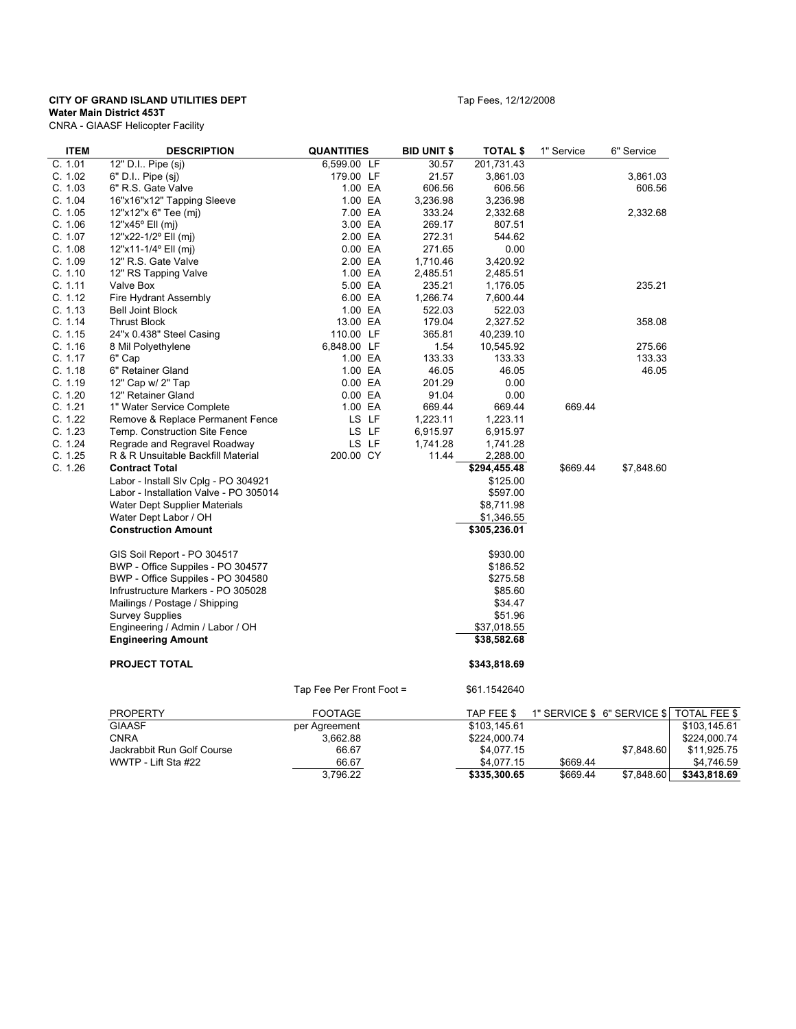**CITY OF GRAND ISLAND UTILITIES DEPT**
**Water Main District 453T**
CNRA - GIAASF Helicopter Facility

Tap Fees, 12/12/2008

| ITEM | DESCRIPTION | QUANTITIES | | BID UNIT $ | TOTAL $ | 1" Service | 6" Service |
|---|---|---|---|---|---|---|---|
| C. 1.01 | 12" D.I.. Pipe (sj) | 6,599.00 | LF | 30.57 | 201,731.43 | | |
| C. 1.02 | 6" D.I.. Pipe (sj) | 179.00 | LF | 21.57 | 3,861.03 | | 3,861.03 |
| C. 1.03 | 6" R.S. Gate Valve | 1.00 | EA | 606.56 | 606.56 | | 606.56 |
| C. 1.04 | 16"x16"x12" Tapping Sleeve | 1.00 | EA | 3,236.98 | 3,236.98 | | |
| C. 1.05 | 12"x12"x 6" Tee (mj) | 7.00 | EA | 333.24 | 2,332.68 | | 2,332.68 |
| C. 1.06 | 12"x45º Ell (mj) | 3.00 | EA | 269.17 | 807.51 | | |
| C. 1.07 | 12"x22-1/2º Ell (mj) | 2.00 | EA | 272.31 | 544.62 | | |
| C. 1.08 | 12"x11-1/4º Ell (mj) | 0.00 | EA | 271.65 | 0.00 | | |
| C. 1.09 | 12" R.S. Gate Valve | 2.00 | EA | 1,710.46 | 3,420.92 | | |
| C. 1.10 | 12" RS Tapping Valve | 1.00 | EA | 2,485.51 | 2,485.51 | | |
| C. 1.11 | Valve Box | 5.00 | EA | 235.21 | 1,176.05 | | 235.21 |
| C. 1.12 | Fire Hydrant Assembly | 6.00 | EA | 1,266.74 | 7,600.44 | | |
| C. 1.13 | Bell Joint Block | 1.00 | EA | 522.03 | 522.03 | | |
| C. 1.14 | Thrust Block | 13.00 | EA | 179.04 | 2,327.52 | | 358.08 |
| C. 1.15 | 24"x 0.438" Steel Casing | 110.00 | LF | 365.81 | 40,239.10 | | |
| C. 1.16 | 8 Mil Polyethylene | 6,848.00 | LF | 1.54 | 10,545.92 | | 275.66 |
| C. 1.17 | 6" Cap | 1.00 | EA | 133.33 | 133.33 | | 133.33 |
| C. 1.18 | 6" Retainer Gland | 1.00 | EA | 46.05 | 46.05 | | 46.05 |
| C. 1.19 | 12" Cap w/ 2" Tap | 0.00 | EA | 201.29 | 0.00 | | |
| C. 1.20 | 12" Retainer Gland | 0.00 | EA | 91.04 | 0.00 | | |
| C. 1.21 | 1" Water Service Complete | 1.00 | EA | 669.44 | 669.44 | 669.44 | |
| C. 1.22 | Remove & Replace Permanent Fence | LS | LF | 1,223.11 | 1,223.11 | | |
| C. 1.23 | Temp. Construction Site Fence | LS | LF | 6,915.97 | 6,915.97 | | |
| C. 1.24 | Regrade and Regravel Roadway | LS | LF | 1,741.28 | 1,741.28 | | |
| C. 1.25 | R & R Unsuitable Backfill Material | 200.00 | CY | 11.44 | 2,288.00 | | |
| C. 1.26 | **Contract Total** | | | | **$294,455.48** | $669.44 | $7,848.60 |
| | Labor - Install Slv Cplg - PO 304921 | | | | $125.00 | | |
| | Labor - Installation Valve - PO 305014 | | | | $597.00 | | |
| | Water Dept Supplier Materials | | | | $8,711.98 | | |
| | Water Dept Labor / OH | | | | $1,346.55 | | |
| | **Construction Amount** | | | | **$305,236.01** | | |
| | GIS Soil Report - PO 304517 | | | | $930.00 | | |
| | BWP - Office Suppiles - PO 304577 | | | | $186.52 | | |
| | BWP - Office Suppiles - PO 304580 | | | | $275.58 | | |
| | Infrustructure Markers - PO 305028 | | | | $85.60 | | |
| | Mailings / Postage / Shipping | | | | $34.47 | | |
| | Survey Supplies | | | | $51.96 | | |
| | Engineering / Admin / Labor / OH | | | | $37,018.55 | | |
| | **Engineering Amount** | | | | **$38,582.68** | | |
| | **PROJECT TOTAL** | | | | **$343,818.69** | | |
| | | Tap Fee Per Front Foot = | | | $61.1542640 | | |

| PROPERTY | FOOTAGE | TAP FEE $ | 1" SERVICE $ | 6" SERVICE $ | TOTAL FEE $ |
|---|---|---|---|---|---|
| GIAASF | per Agreement | $103,145.61 | | | $103,145.61 |
| CNRA | 3,662.88 | $224,000.74 | | | $224,000.74 |
| Jackrabbit Run Golf Course | 66.67 | $4,077.15 | | $7,848.60 | $11,925.75 |
| WWTP - Lift Sta #22 | 66.67 | $4,077.15 | $669.44 | | $4,746.59 |
| | 3,796.22 | **$335,300.65** | $669.44 | $7,848.60 | **$343,818.69** |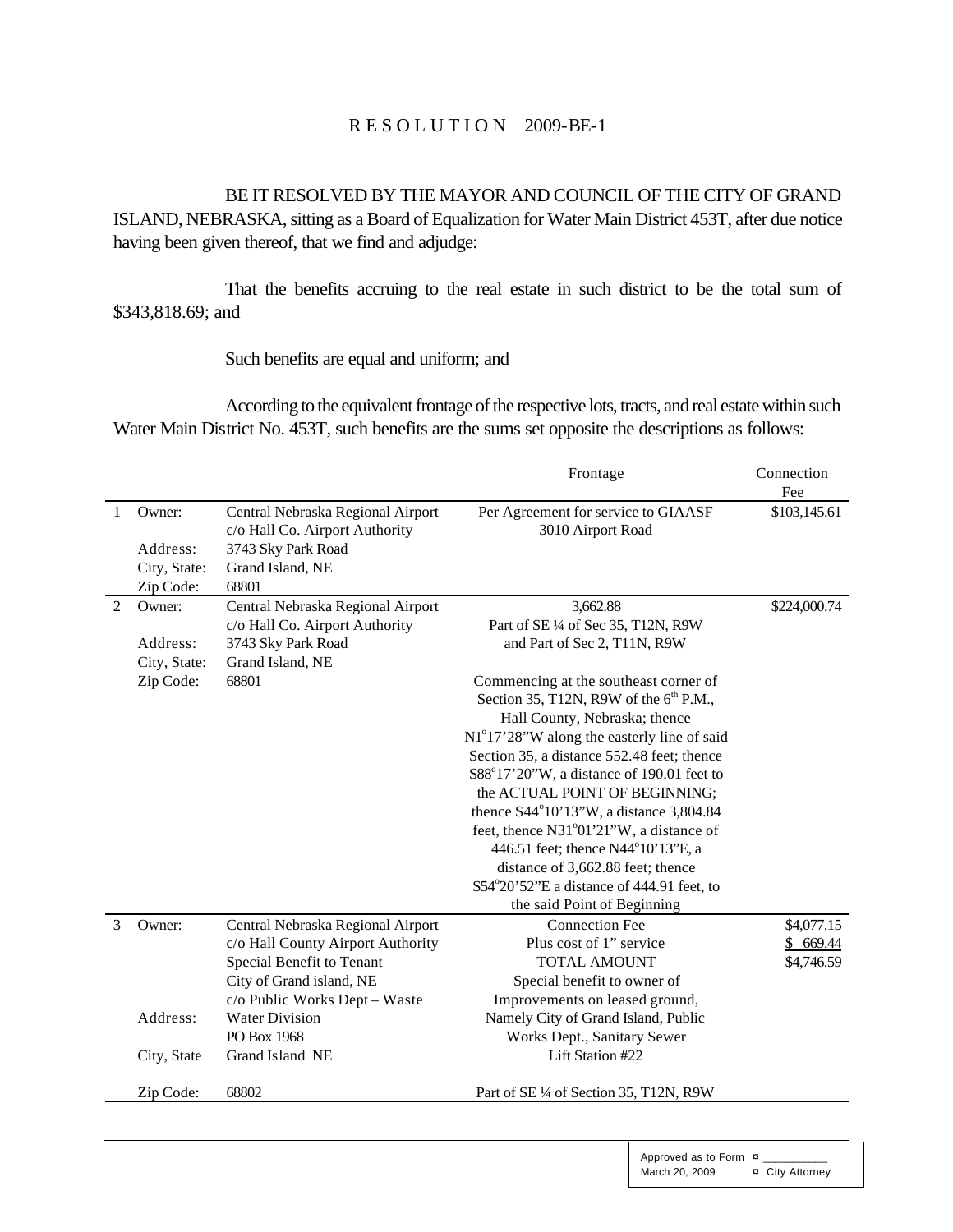# R E S O L U T I O N 2009-BE-1

BE IT RESOLVED BY THE MAYOR AND COUNCIL OF THE CITY OF GRAND ISLAND, NEBRASKA, sitting as a Board of Equalization for Water Main District 453T, after due notice having been given thereof, that we find and adjudge:

That the benefits accruing to the real estate in such district to be the total sum of \$343,818.69; and

Such benefits are equal and uniform; and

According to the equivalent frontage of the respective lots, tracts, and real estate within such Water Main District No. 453T, such benefits are the sums set opposite the descriptions as follows:

| | | | Frontage | Connection Fee |
|---|---|---|---|---|
| 1 | Owner: | Central Nebraska Regional Airport c/o Hall Co. Airport Authority | Per Agreement for service to GIAASF 3010 Airport Road | \$103,145.61 |
| | Address: | 3743 Sky Park Road | | |
| | City, State: | Grand Island, NE | | |
| | Zip Code: | 68801 | | |
| 2 | Owner: | Central Nebraska Regional Airport c/o Hall Co. Airport Authority | 3,662.88<br>Part of SE ¼ of Sec 35, T12N, R9W and Part of Sec 2, T11N, R9W | \$224,000.74 |
| | Address: | 3743 Sky Park Road | | |
| | City, State: | Grand Island, NE | | |
| | Zip Code: | 68801 | Commencing at the southeast corner of Section 35, T12N, R9W of the 6th P.M., Hall County, Nebraska; thence N1°17'28"W along the easterly line of said Section 35, a distance 552.48 feet; thence S88°17'20"W, a distance of 190.01 feet to the ACTUAL POINT OF BEGINNING; thence S44°10'13"W, a distance 3,804.84 feet, thence N31°01'21"W, a distance of 446.51 feet; thence N44°10'13"E, a distance of 3,662.88 feet; thence S54°20'52"E a distance of 444.91 feet, to the said Point of Beginning | |
| 3 | Owner: | Central Nebraska Regional Airport c/o Hall County Airport Authority Special Benefit to Tenant City of Grand island, NE c/o Public Works Dept – Waste | Connection Fee<br>Plus cost of 1" service<br>TOTAL AMOUNT<br>Special benefit to owner of Improvements on leased ground, | \$4,077.15<br>\$ 669.44<br>\$4,746.59 |
| | Address: | Water Division PO Box 1968 | Namely City of Grand Island, Public Works Dept., Sanitary Sewer | |
| | City, State | Grand Island NE | Lift Station #22 | |
| | Zip Code: | 68802 | Part of SE ¼ of Section 35, T12N, R9W | |

Approved as to Form ¤ ___________
March 20, 2009 ¤ City Attorney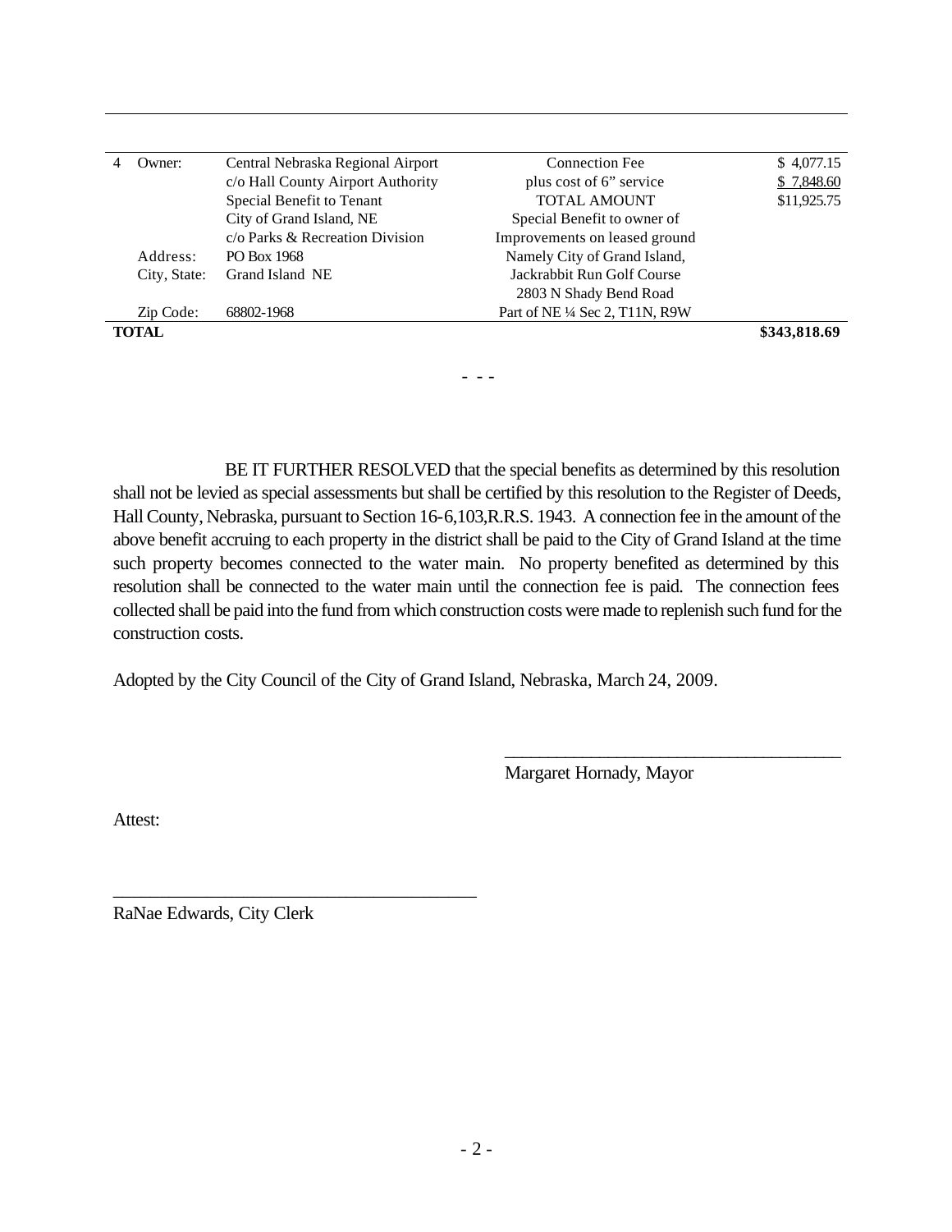| | | | | |
|---|---|---|---|---|
| 4 | Owner: | Central Nebraska Regional Airport | Connection Fee | $ 4,077.15 |
| | | c/o Hall County Airport Authority | plus cost of 6" service | $ 7,848.60 |
| | | Special Benefit to Tenant | TOTAL AMOUNT | $11,925.75 |
| | | City of Grand Island, NE | Special Benefit to owner of | |
| | | c/o Parks & Recreation Division | Improvements on leased ground | |
| | Address: | PO Box 1968 | Namely City of Grand Island, | |
| | City, State: | Grand Island NE | Jackrabbit Run Golf Course | |
| | | | 2803 N Shady Bend Road | |
| | Zip Code: | 68802-1968 | Part of NE ¼ Sec 2, T11N, R9W | |
| **TOTAL** | | | | **$343,818.69** |

- - -

BE IT FURTHER RESOLVED that the special benefits as determined by this resolution shall not be levied as special assessments but shall be certified by this resolution to the Register of Deeds, Hall County, Nebraska, pursuant to Section 16-6,103,R.R.S. 1943. A connection fee in the amount of the above benefit accruing to each property in the district shall be paid to the City of Grand Island at the time such property becomes connected to the water main. No property benefited as determined by this resolution shall be connected to the water main until the connection fee is paid. The connection fees collected shall be paid into the fund from which construction costs were made to replenish such fund for the construction costs.

Adopted by the City Council of the City of Grand Island, Nebraska, March 24, 2009.

_______________________________________
Margaret Hornady, Mayor

Attest:

_______________________________________
RaNae Edwards, City Clerk